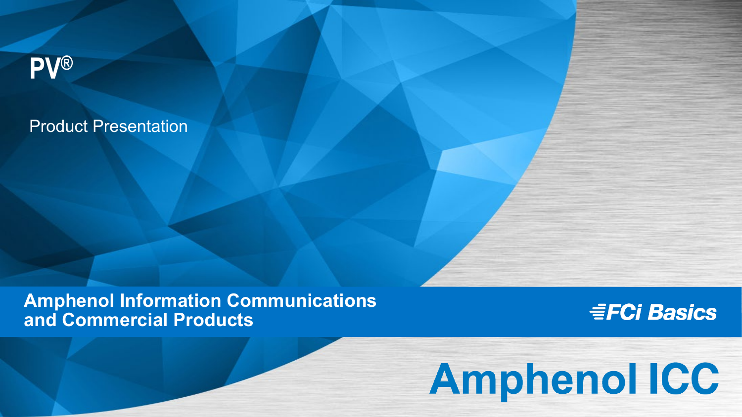# PV®

Product Presentation

**Amphenol Information Communications and Commercial Products**

**FCi Basics**

**Amphenol ICC**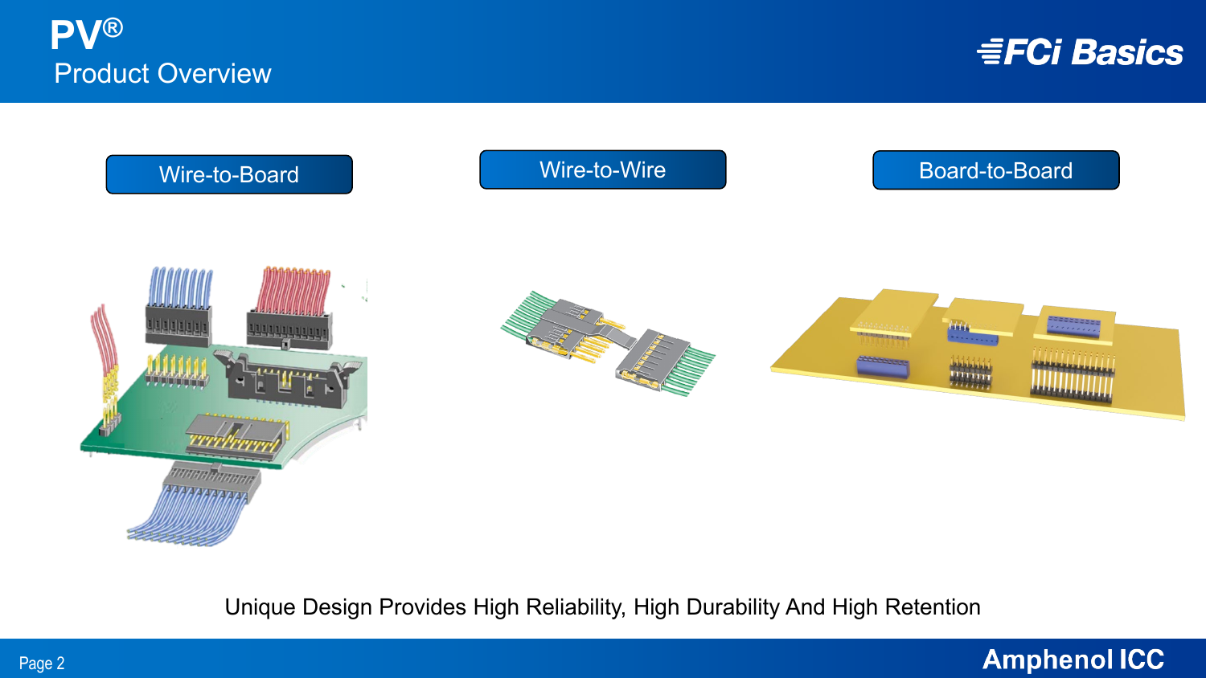# PV®

## Product Overview

Wire-to-Board

Wire-to-Wire

Board-to-Board

Unique Design Provides High Reliability, High Durability And High Retention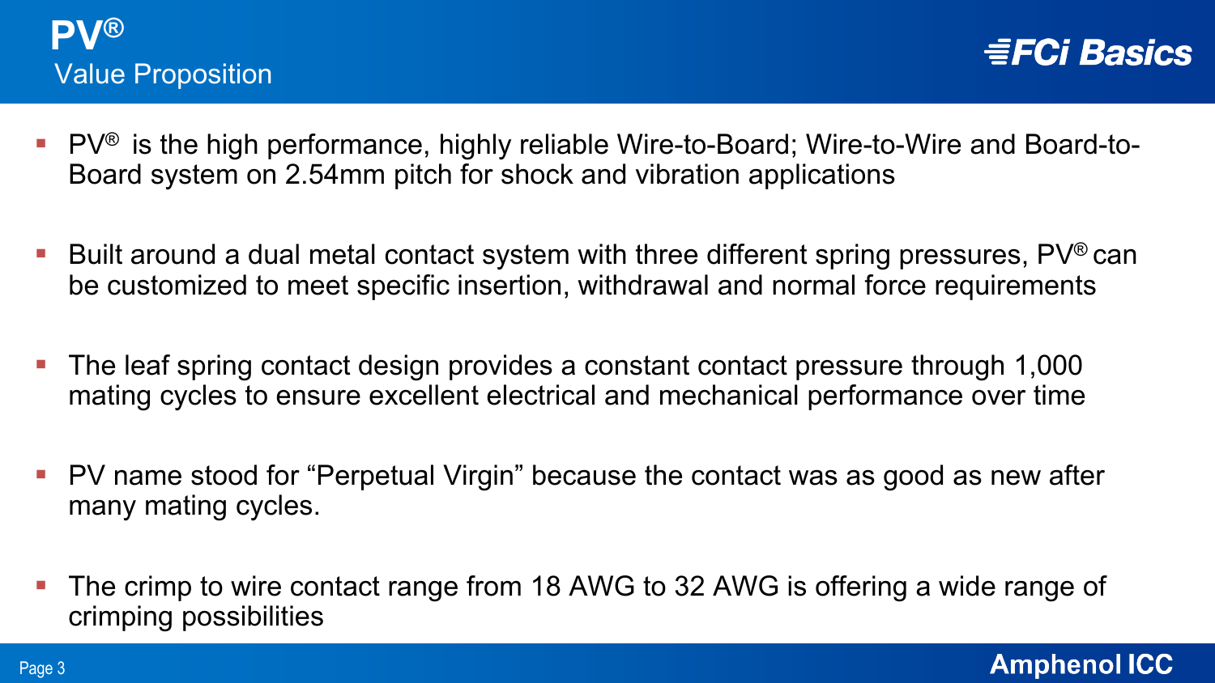# PV®

## Value Proposition

- PV® is the high performance, highly reliable Wire-to-Board; Wire-to-Wire and Board-to-Board system on 2.54mm pitch for shock and vibration applications
- Built around a dual metal contact system with three different spring pressures, PV® can be customized to meet specific insertion, withdrawal and normal force requirements
- The leaf spring contact design provides a constant contact pressure through 1,000 mating cycles to ensure excellent electrical and mechanical performance over time
- PV name stood for “Perpetual Virgin” because the contact was as good as new after many mating cycles.
- The crimp to wire contact range from 18 AWG to 32 AWG is offering a wide range of crimping possibilities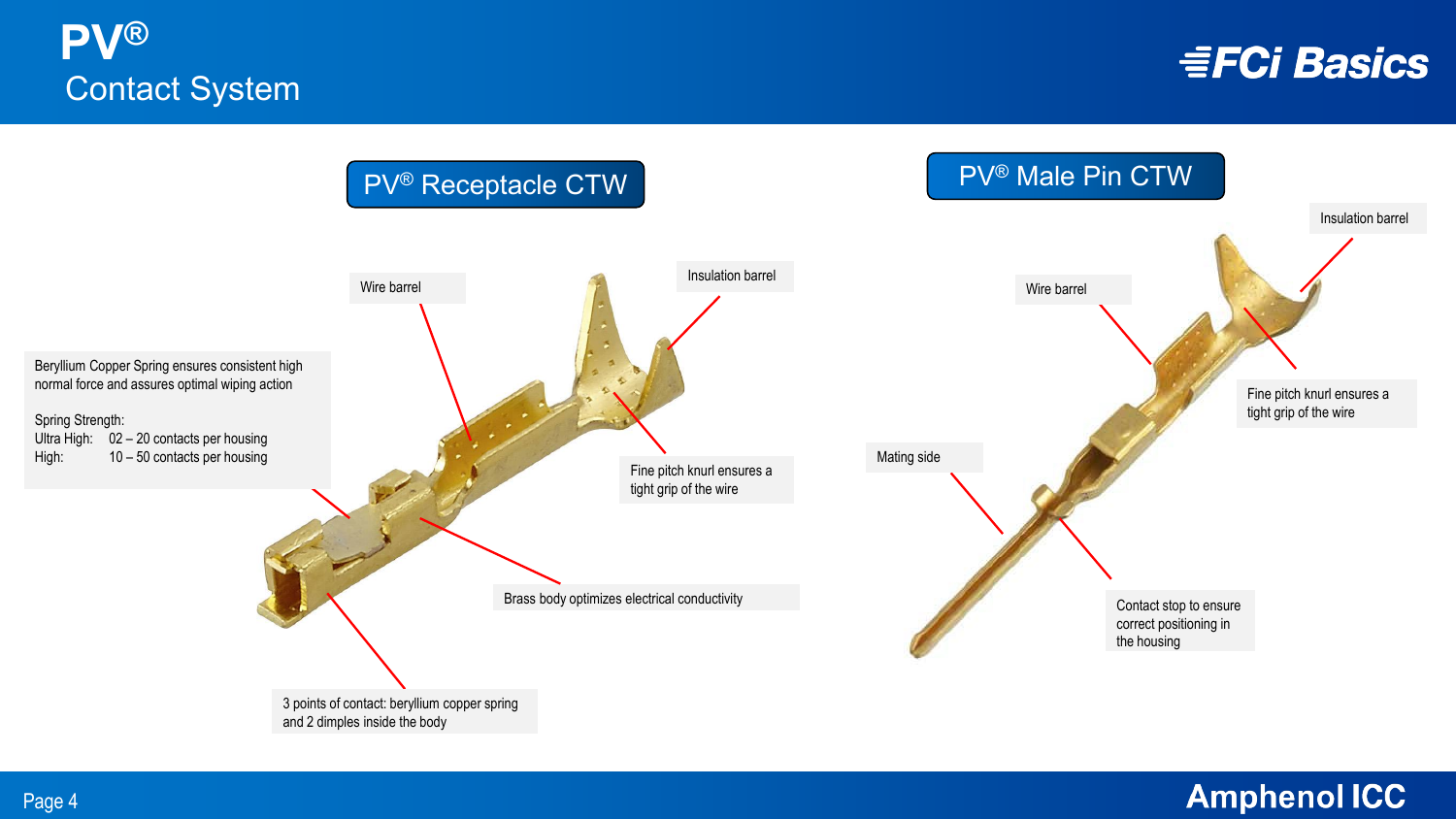# PV®
## Contact System

### PV® Receptacle CTW

Wire barrel

Insulation barrel

Beryllium Copper Spring ensures consistent high normal force and assures optimal wiping action

Spring Strength:
Ultra High: 02 – 20 contacts per housing
High: 10 – 50 contacts per housing

Fine pitch knurl ensures a tight grip of the wire

Brass body optimizes electrical conductivity

3 points of contact: beryllium copper spring and 2 dimples inside the body

### PV® Male Pin CTW

Insulation barrel

Wire barrel

Fine pitch knurl ensures a tight grip of the wire

Mating side

Contact stop to ensure correct positioning in the housing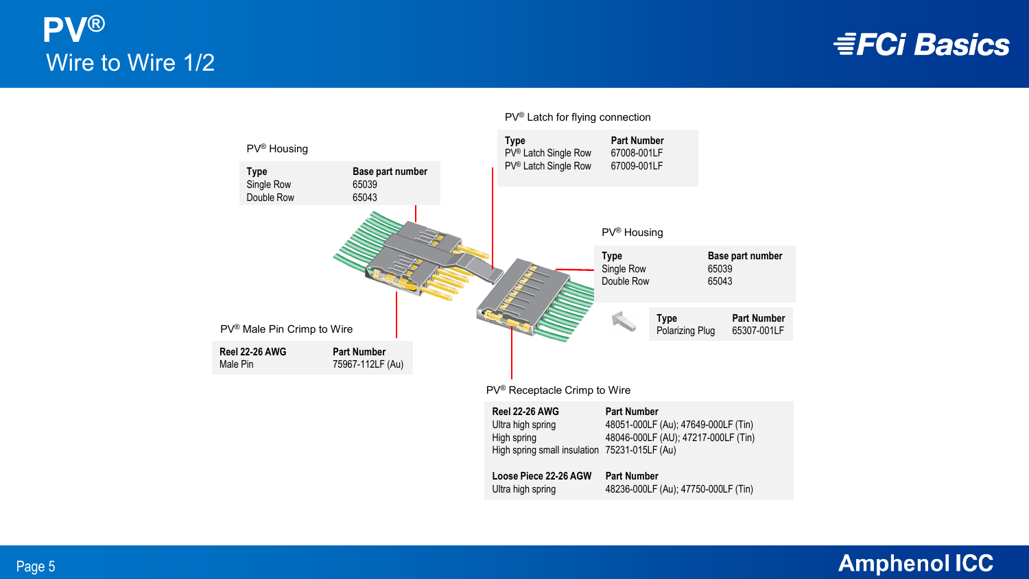# PV®

## Wire to Wire 1/2

### PV® Latch for flying connection

| Type | Part Number |
| --- | --- |
| PV® Latch Single Row | 67008-001LF |
| PV® Latch Single Row | 67009-001LF |

### PV® Housing

| Type | Base part number |
| --- | --- |
| Single Row | 65039 |
| Double Row | 65043 |

### PV® Housing

| Type | Base part number |
| --- | --- |
| Single Row | 65039 |
| Double Row | 65043 |

| Type | Part Number |
| --- | --- |
| Polarizing Plug | 65307-001LF |

### PV® Male Pin Crimp to Wire

| Reel 22-26 AWG | Part Number |
| --- | --- |
| Male Pin | 75967-112LF (Au) |

### PV® Receptacle Crimp to Wire

| Reel 22-26 AWG | Part Number |
| --- | --- |
| Ultra high spring | 48051-000LF (Au); 47649-000LF (Tin) |
| High spring | 48046-000LF (AU); 47217-000LF (Tin) |
| High spring small insulation | 75231-015LF (Au) |

| Loose Piece 22-26 AGW | Part Number |
| --- | --- |
| Ultra high spring | 48236-000LF (Au); 47750-000LF (Tin) |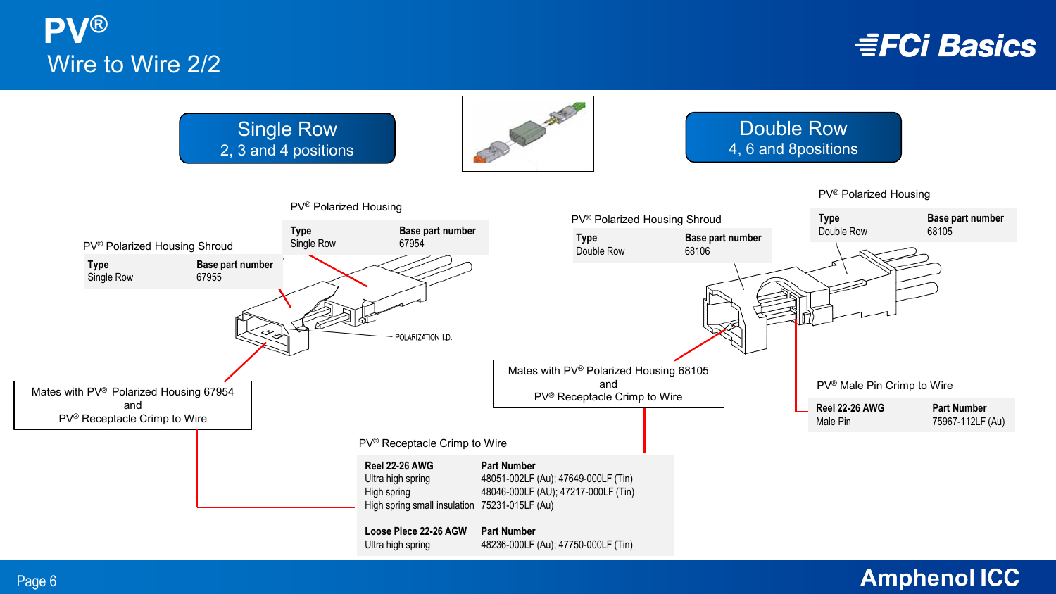# PV®

## Wire to Wire 2/2

### Single Row
2, 3 and 4 positions

PV® Polarized Housing Shroud

| Type | Base part number |
|---|---|
| Single Row | 67955 |

PV® Polarized Housing

| Type | Base part number |
|---|---|
| Single Row | 67954 |

POLARIZATION I.D.

Mates with PV® Polarized Housing 67954 and PV® Receptacle Crimp to Wire

### Double Row
4, 6 and 8positions

PV® Polarized Housing Shroud

| Type | Base part number |
|---|---|
| Double Row | 68106 |

PV® Polarized Housing

| Type | Base part number |
|---|---|
| Double Row | 68105 |

Mates with PV® Polarized Housing 68105 and PV® Receptacle Crimp to Wire

PV® Male Pin Crimp to Wire

| Reel 22-26 AWG | Part Number |
|---|---|
| Male Pin | 75967-112LF (Au) |

PV® Receptacle Crimp to Wire

| Reel 22-26 AWG | Part Number |
|---|---|
| Ultra high spring | 48051-002LF (Au); 47649-000LF (Tin) |
| High spring | 48046-000LF (AU); 47217-000LF (Tin) |
| High spring small insulation | 75231-015LF (Au) |

| Loose Piece 22-26 AGW | Part Number |
|---|---|
| Ultra high spring | 48236-000LF (Au); 47750-000LF (Tin) |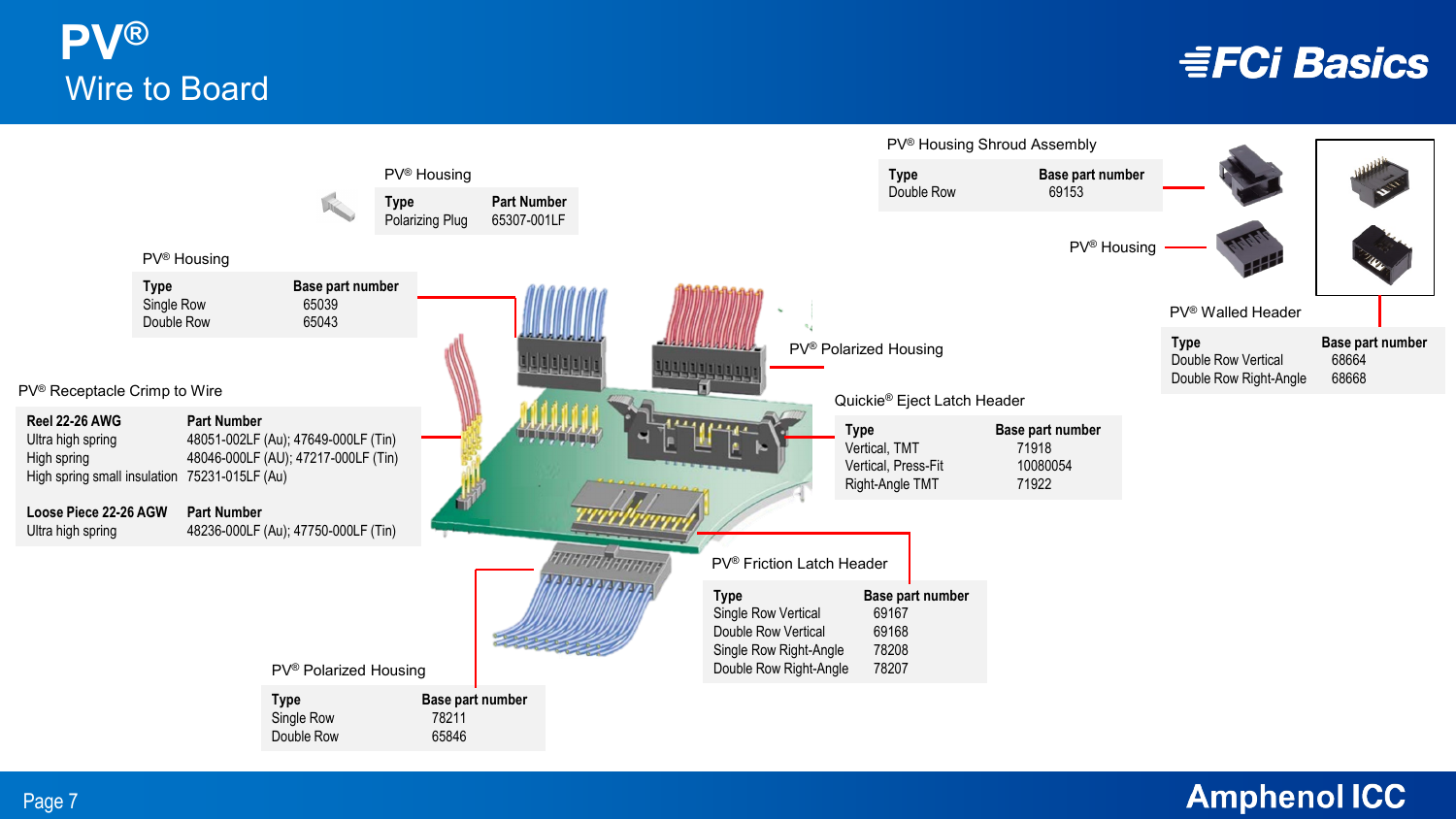# PV®

## Wire to Board

FCi Basics

### PV® Housing

| Type | Part Number |
| --- | --- |
| Polarizing Plug | 65307-001LF |

### PV® Housing

| Type | Base part number |
| --- | --- |
| Single Row | 65039 |
| Double Row | 65043 |

### PV® Receptacle Crimp to Wire

| Reel 22-26 AWG | Part Number |
| --- | --- |
| Ultra high spring | 48051-002LF (Au); 47649-000LF (Tin) |
| High spring | 48046-000LF (AU); 47217-000LF (Tin) |
| High spring small insulation | 75231-015LF (Au) |

| Loose Piece 22-26 AGW | Part Number |
| --- | --- |
| Ultra high spring | 48236-000LF (Au); 47750-000LF (Tin) |

### PV® Polarized Housing

| Type | Base part number |
| --- | --- |
| Single Row | 78211 |
| Double Row | 65846 |

### PV® Housing Shroud Assembly

| Type | Base part number |
| --- | --- |
| Double Row | 69153 |

PV® Housing

### PV® Walled Header

| Type | Base part number |
| --- | --- |
| Double Row Vertical | 68664 |
| Double Row Right-Angle | 68668 |

PV® Polarized Housing

### Quickie® Eject Latch Header

| Type | Base part number |
| --- | --- |
| Vertical, TMT | 71918 |
| Vertical, Press-Fit | 10080054 |
| Right-Angle TMT | 71922 |

### PV® Friction Latch Header

| Type | Base part number |
| --- | --- |
| Single Row Vertical | 69167 |
| Double Row Vertical | 69168 |
| Single Row Right-Angle | 78208 |
| Double Row Right-Angle | 78207 |

Amphenol ICC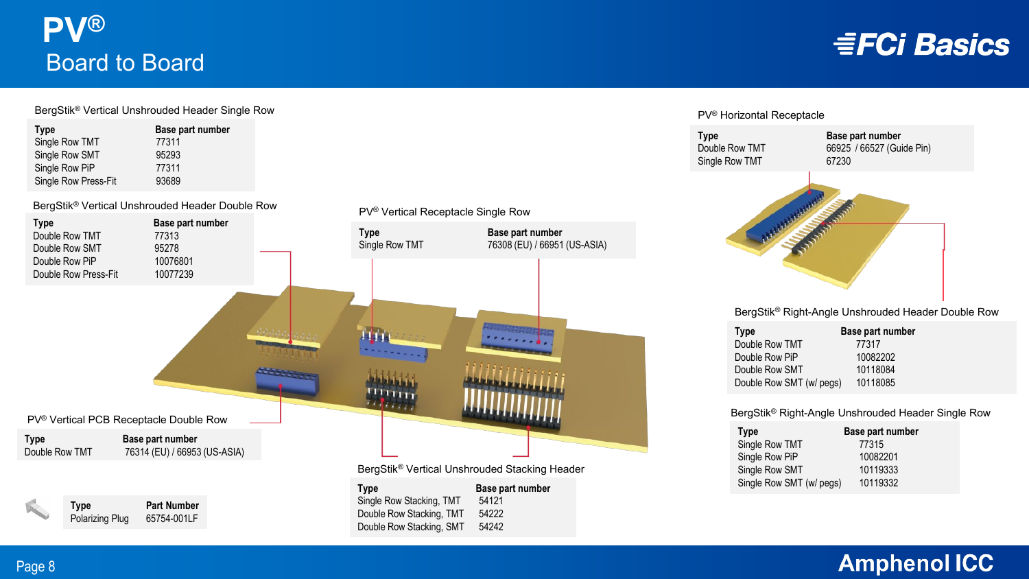# PV®
## Board to Board

### BergStik® Vertical Unshrouded Header Single Row

| Type | Base part number |
|---|---|
| Single Row TMT | 77311 |
| Single Row SMT | 95293 |
| Single Row PiP | 77311 |
| Single Row Press-Fit | 93689 |

### BergStik® Vertical Unshrouded Header Double Row

| Type | Base part number |
|---|---|
| Double Row TMT | 77313 |
| Double Row SMT | 95278 |
| Double Row PiP | 10076801 |
| Double Row Press-Fit | 10077239 |

### PV® Vertical Receptacle Single Row

| Type | Base part number |
|---|---|
| Single Row TMT | 76308 (EU) / 66951 (US-ASIA) |

### PV® Vertical PCB Receptacle Double Row

| Type | Base part number |
|---|---|
| Double Row TMT | 76314 (EU) / 66953 (US-ASIA) |

| Type | Part Number |
|---|---|
| Polarizing Plug | 65754-001LF |

### BergStik® Vertical Unshrouded Stacking Header

| Type | Base part number |
|---|---|
| Single Row Stacking, TMT | 54121 |
| Double Row Stacking, TMT | 54222 |
| Double Row Stacking, SMT | 54242 |

### PV® Horizontal Receptacle

| Type | Base part number |
|---|---|
| Double Row TMT | 66925 / 66527 (Guide Pin) |
| Single Row TMT | 67230 |

### BergStik® Right-Angle Unshrouded Header Double Row

| Type | Base part number |
|---|---|
| Double Row TMT | 77317 |
| Double Row PiP | 10082202 |
| Double Row SMT | 10118084 |
| Double Row SMT (w/ pegs) | 10118085 |

### BergStik® Right-Angle Unshrouded Header Single Row

| Type | Base part number |
|---|---|
| Single Row TMT | 77315 |
| Single Row PiP | 10082201 |
| Single Row SMT | 10119333 |
| Single Row SMT (w/ pegs) | 10119332 |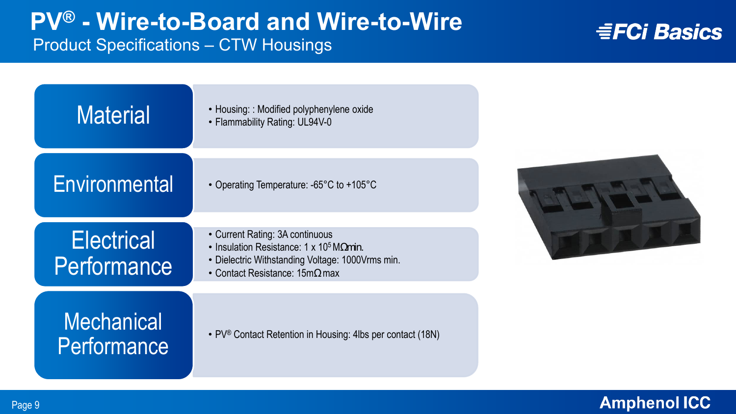# PV® - Wire-to-Board and Wire-to-Wire

## Product Specifications – CTW Housings

### Material

- Housing: : Modified polyphenylene oxide
- Flammability Rating: UL94V-0

### Environmental

- Operating Temperature: -65°C to +105°C

### Electrical Performance

- Current Rating: 3A continuous
- Insulation Resistance: 1 x $10^5$ MΩ min.
- Dielectric Withstanding Voltage: 1000Vrms min.
- Contact Resistance: 15mΩ max

### Mechanical Performance

- PV® Contact Retention in Housing: 4lbs per contact (18N)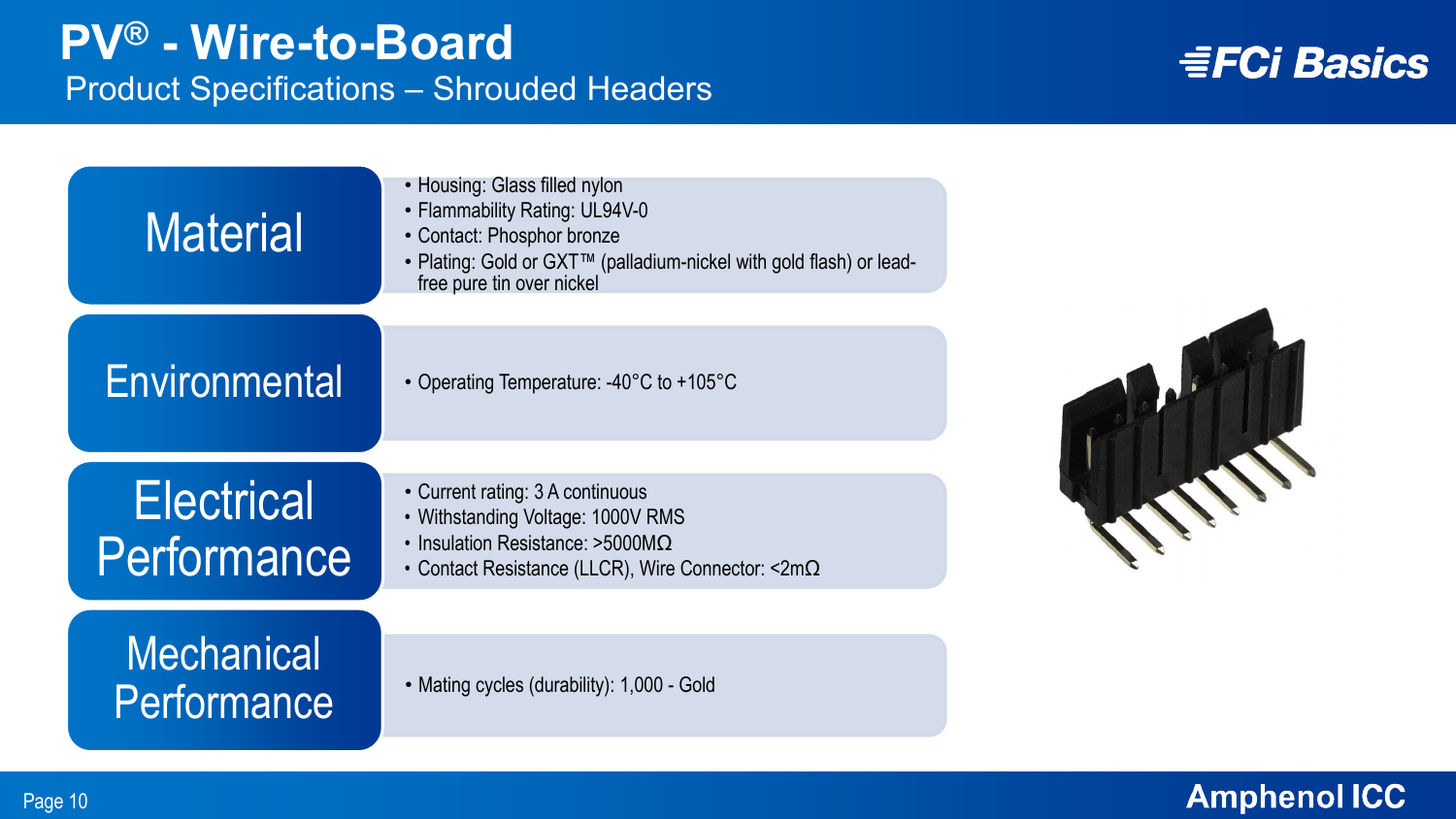# PV® - Wire-to-Board

## Product Specifications – Shrouded Headers

### Material

- Housing: Glass filled nylon
- Flammability Rating: UL94V-0
- Contact: Phosphor bronze
- Plating: Gold or GXT™ (palladium-nickel with gold flash) or lead-free pure tin over nickel

### Environmental

- Operating Temperature: -40°C to +105°C

### Electrical Performance

- Current rating: 3 A continuous
- Withstanding Voltage: 1000V RMS
- Insulation Resistance: >5000MΩ
- Contact Resistance (LLCR), Wire Connector: <2mΩ

### Mechanical Performance

- Mating cycles (durability): 1,000 - Gold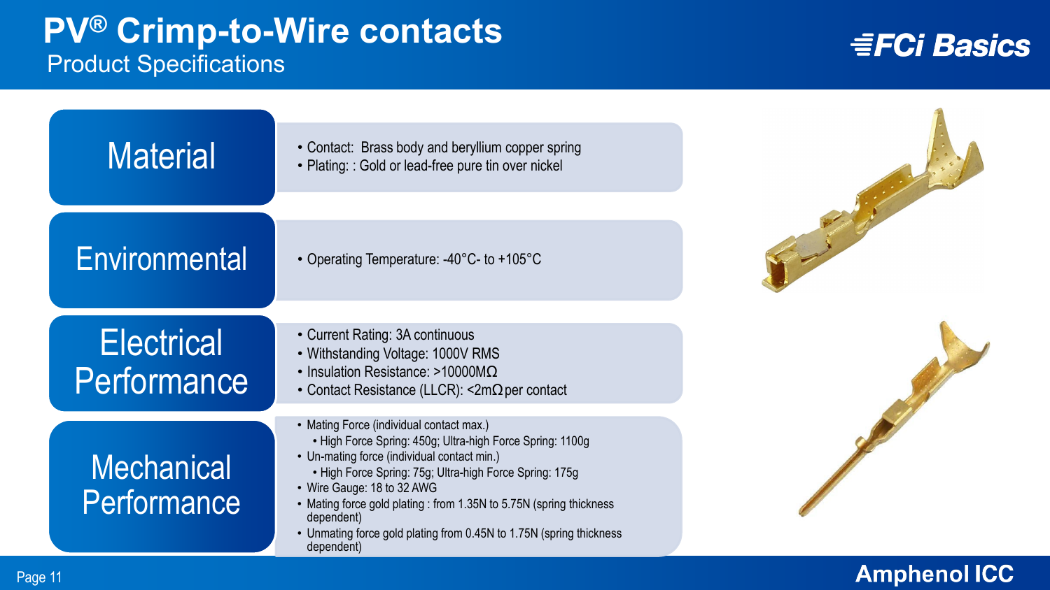# PV® Crimp-to-Wire contacts

## Product Specifications

FCi Basics

### Material

- Contact: Brass body and beryllium copper spring
- Plating: : Gold or lead-free pure tin over nickel

### Environmental

- Operating Temperature: -40°C- to +105°C

### Electrical Performance

- Current Rating: 3A continuous
- Withstanding Voltage: 1000V RMS
- Insulation Resistance: >10000MΩ
- Contact Resistance (LLCR): <2mΩ per contact

### Mechanical Performance

- Mating Force (individual contact max.)
  - High Force Spring: 450g; Ultra-high Force Spring: 1100g
- Un-mating force (individual contact min.)
  - High Force Spring: 75g; Ultra-high Force Spring: 175g
- Wire Gauge: 18 to 32 AWG
- Mating force gold plating : from 1.35N to 5.75N (spring thickness dependent)
- Unmating force gold plating from 0.45N to 1.75N (spring thickness dependent)

Amphenol ICC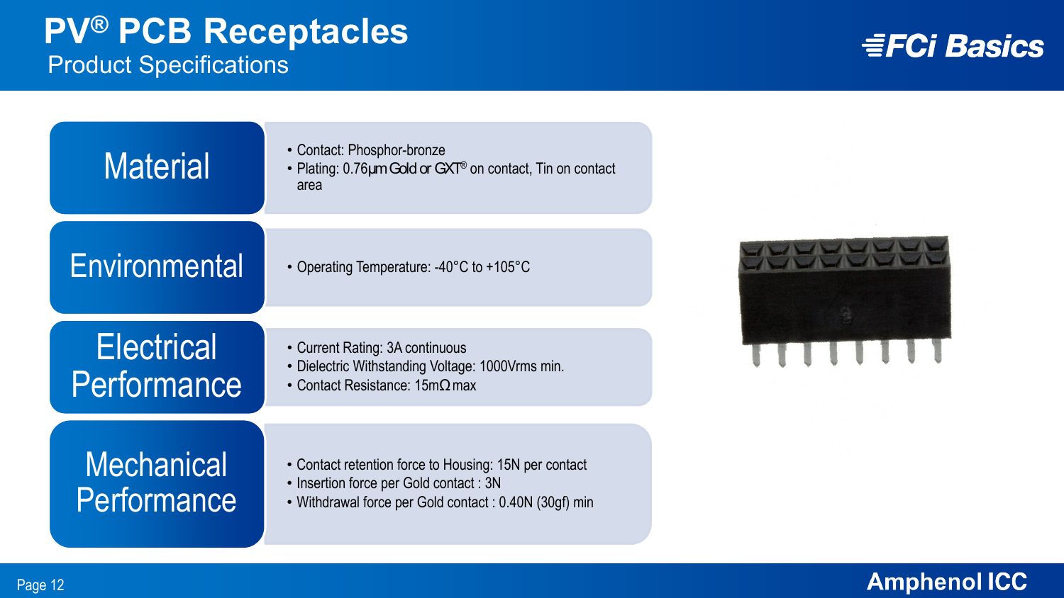# PV® PCB Receptacles

## Product Specifications

### Material

- Contact: Phosphor-bronze
- Plating: 0.76µm Gold or GXT® on contact, Tin on contact area

### Environmental

- Operating Temperature: -40°C to +105°C

### Electrical Performance

- Current Rating: 3A continuous
- Dielectric Withstanding Voltage: 1000Vrms min.
- Contact Resistance: 15mΩ max

### Mechanical Performance

- Contact retention force to Housing: 15N per contact
- Insertion force per Gold contact : 3N
- Withdrawal force per Gold contact : 0.40N (30gf) min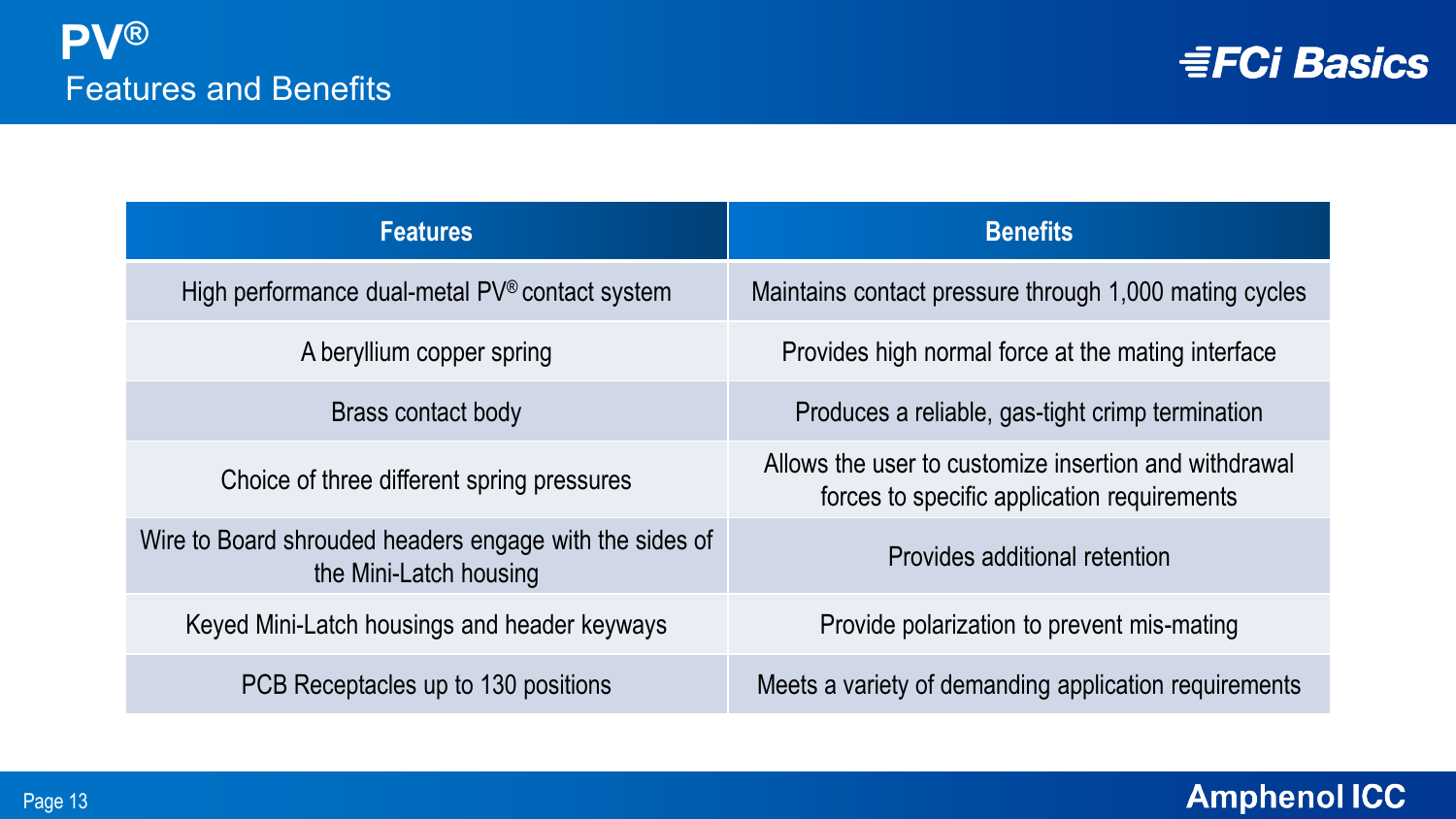# PV®

## Features and Benefits

| Features | Benefits |
|---|---|
| High performance dual-metal PV® contact system | Maintains contact pressure through 1,000 mating cycles |
| A beryllium copper spring | Provides high normal force at the mating interface |
| Brass contact body | Produces a reliable, gas-tight crimp termination |
| Choice of three different spring pressures | Allows the user to customize insertion and withdrawal forces to specific application requirements |
| Wire to Board shrouded headers engage with the sides of the Mini-Latch housing | Provides additional retention |
| Keyed Mini-Latch housings and header keyways | Provide polarization to prevent mis-mating |
| PCB Receptacles up to 130 positions | Meets a variety of demanding application requirements |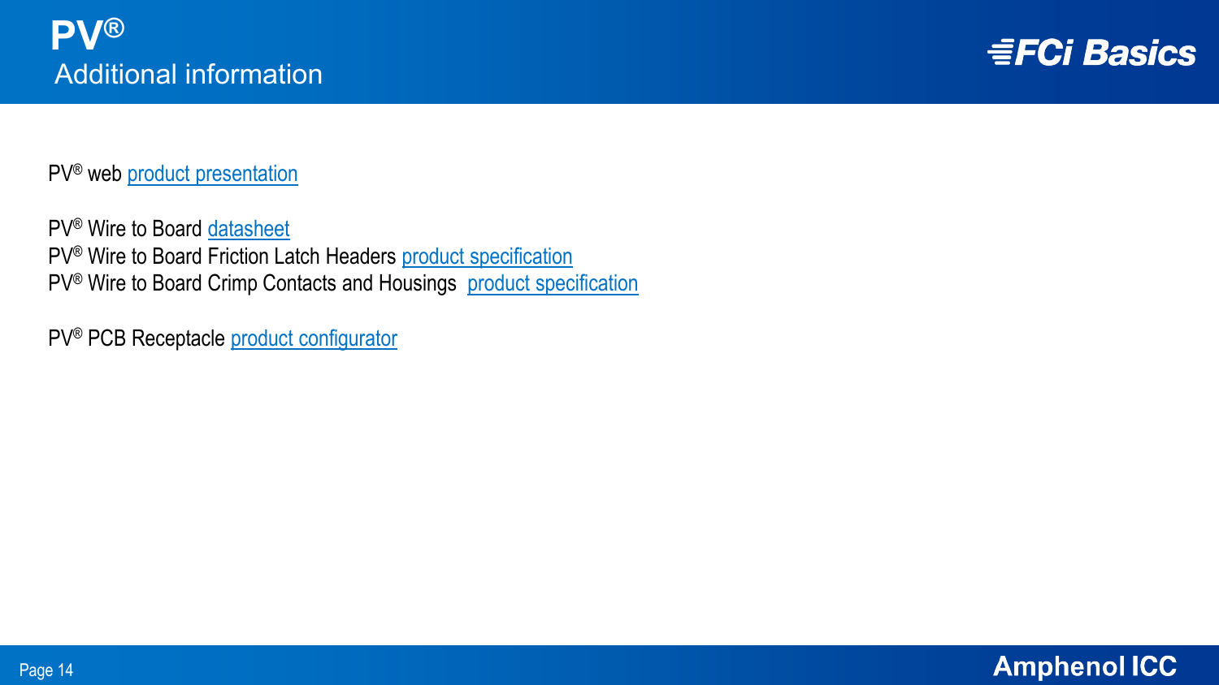# PV®

## Additional information

PV® web product presentation

PV® Wire to Board datasheet
PV® Wire to Board Friction Latch Headers product specification
PV® Wire to Board Crimp Contacts and Housings product specification

PV® PCB Receptacle product configurator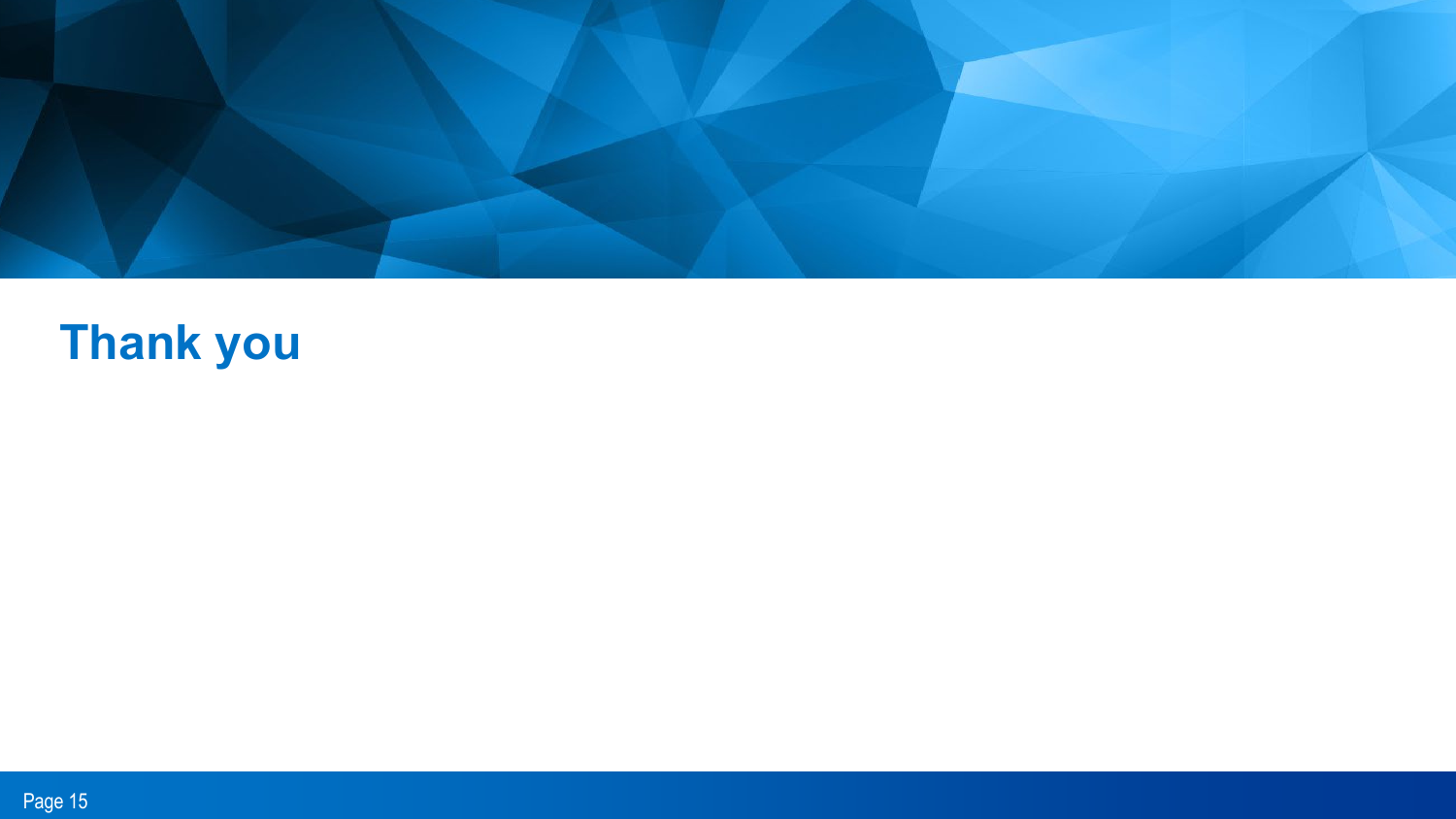# Thank you